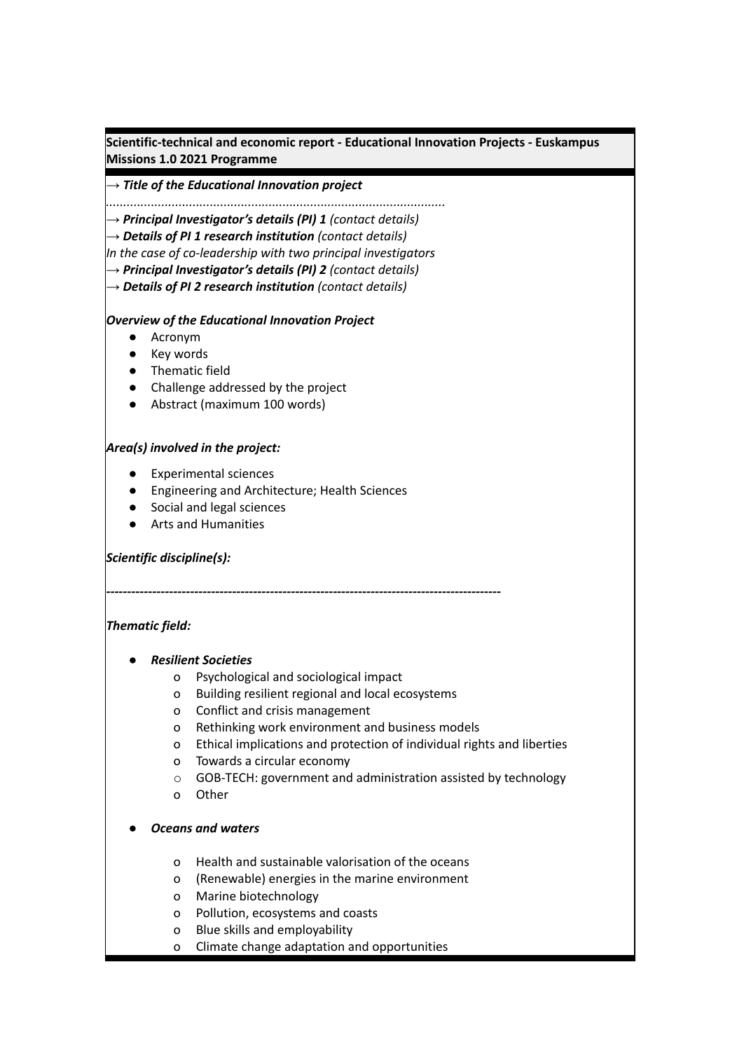**Scientific-technical and economic report - Educational Innovation Projects - Euskampus Missions 1.0 2021 Programme**

→ ***Title of the Educational Innovation project***

..................................................................................................

→ ***Principal Investigator's details (PI) 1*** *(contact details)*

→ ***Details of PI 1 research institution*** *(contact details)*

*In the case of co-leadership with two principal investigators*

→ ***Principal Investigator's details (PI) 2*** *(contact details)*

→ ***Details of PI 2 research institution*** *(contact details)*

***Overview of the Educational Innovation Project***

- Acronym
- Key words
- Thematic field
- Challenge addressed by the project
- Abstract (maximum 100 words)

***Area(s) involved in the project:***

- Experimental sciences
- Engineering and Architecture; Health Sciences
- Social and legal sciences
- Arts and Humanities

***Scientific discipline(s):***

**----------------------------------------------------------------------------------------------**

***Thematic field:***

- ***Resilient Societies***
  - Psychological and sociological impact
  - Building resilient regional and local ecosystems
  - Conflict and crisis management
  - Rethinking work environment and business models
  - Ethical implications and protection of individual rights and liberties
  - Towards a circular economy
  - GOB-TECH: government and administration assisted by technology
  - Other

- ***Oceans and waters***
  - Health and sustainable valorisation of the oceans
  - (Renewable) energies in the marine environment
  - Marine biotechnology
  - Pollution, ecosystems and coasts
  - Blue skills and employability
  - Climate change adaptation and opportunities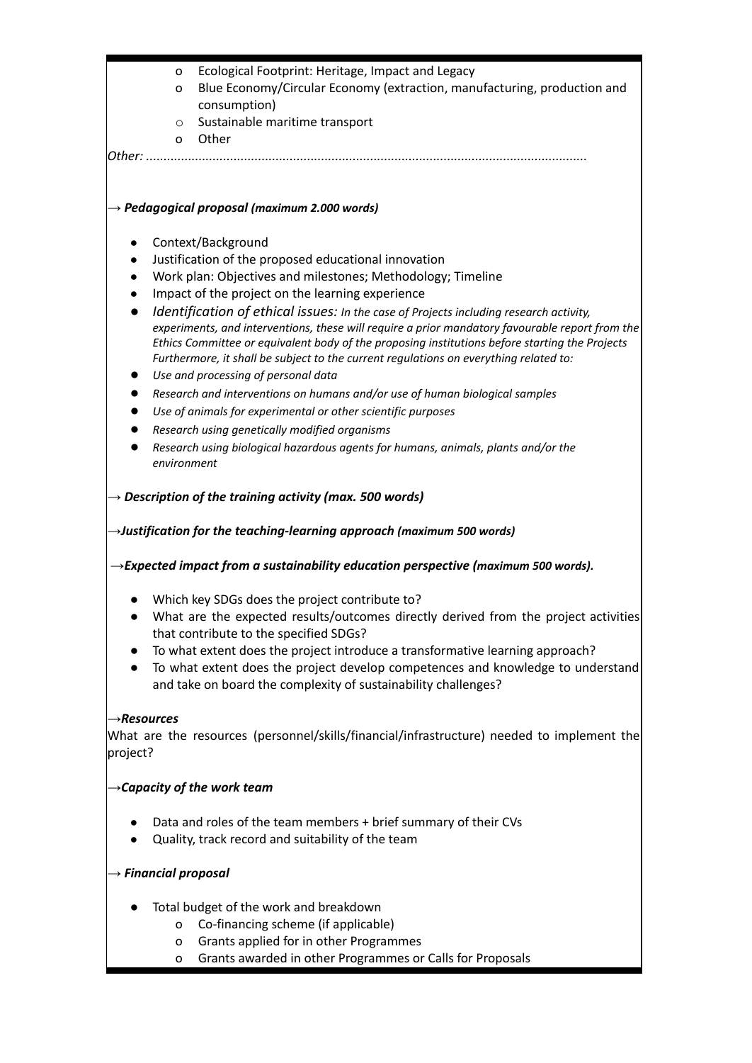- Ecological Footprint: Heritage, Impact and Legacy
- Blue Economy/Circular Economy (extraction, manufacturing, production and consumption)
- Sustainable maritime transport
- Other

*Other: ............................................................................................................................*

**→ *Pedagogical proposal (maximum 2.000 words)***

- Context/Background
- Justification of the proposed educational innovation
- Work plan: Objectives and milestones; Methodology; Timeline
- Impact of the project on the learning experience
- *Identification of ethical issues: In the case of Projects including research activity, experiments, and interventions, these will require a prior mandatory favourable report from the Ethics Committee or equivalent body of the proposing institutions before starting the Projects Furthermore, it shall be subject to the current regulations on everything related to:*
- *Use and processing of personal data*
- *Research and interventions on humans and/or use of human biological samples*
- *Use of animals for experimental or other scientific purposes*
- *Research using genetically modified organisms*
- *Research using biological hazardous agents for humans, animals, plants and/or the environment*

**→ *Description of the training activity (max. 500 words)***

**→*Justification for the teaching-learning approach (maximum 500 words)***

**→*Expected impact from a sustainability education perspective (maximum 500 words).***

- Which key SDGs does the project contribute to?
- What are the expected results/outcomes directly derived from the project activities that contribute to the specified SDGs?
- To what extent does the project introduce a transformative learning approach?
- To what extent does the project develop competences and knowledge to understand and take on board the complexity of sustainability challenges?

**→*Resources***

What are the resources (personnel/skills/financial/infrastructure) needed to implement the project?

**→*Capacity of the work team***

- Data and roles of the team members + brief summary of their CVs
- Quality, track record and suitability of the team

**→ *Financial proposal***

- Total budget of the work and breakdown
  - Co-financing scheme (if applicable)
  - Grants applied for in other Programmes
  - Grants awarded in other Programmes or Calls for Proposals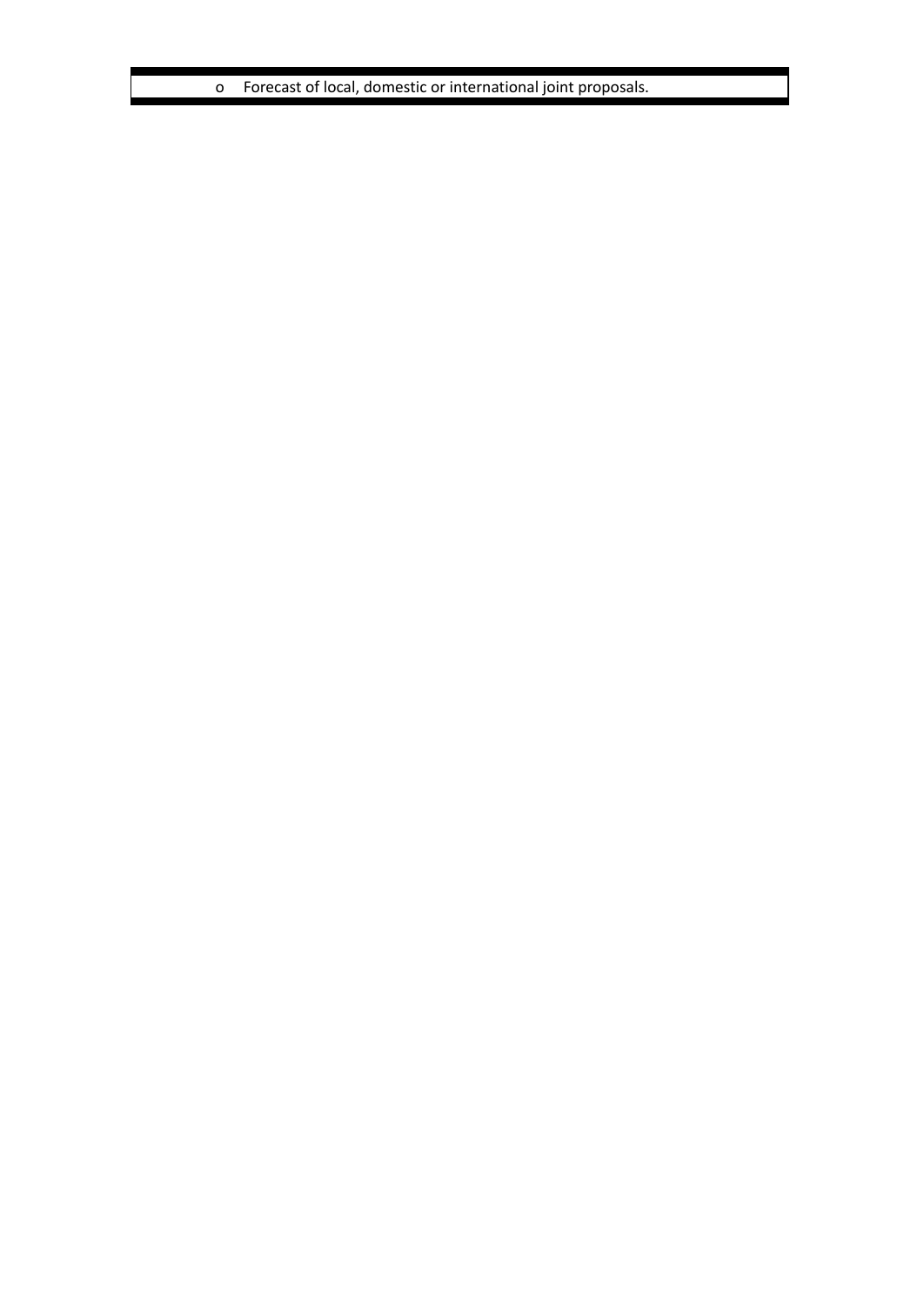- Forecast of local, domestic or international joint proposals.